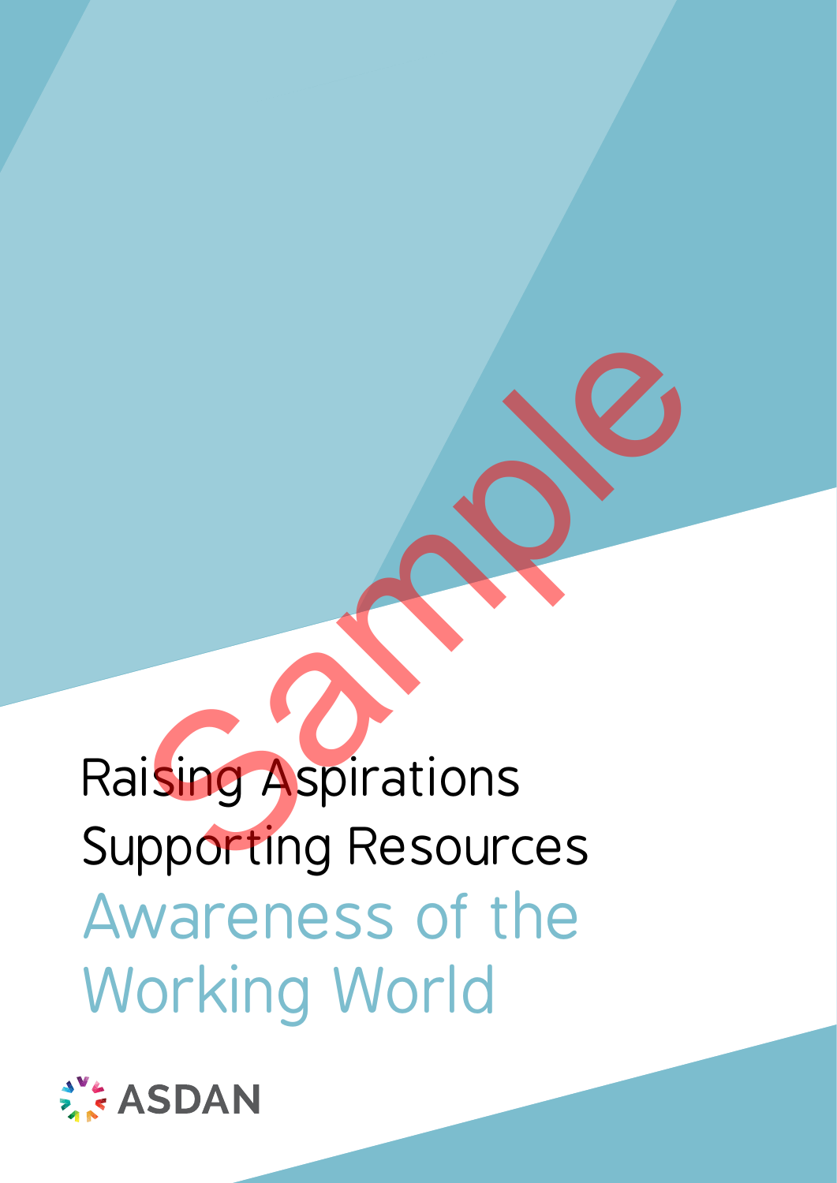# Raising Aspirations Supporting Resources

# Awareness of the Working World

ASDAN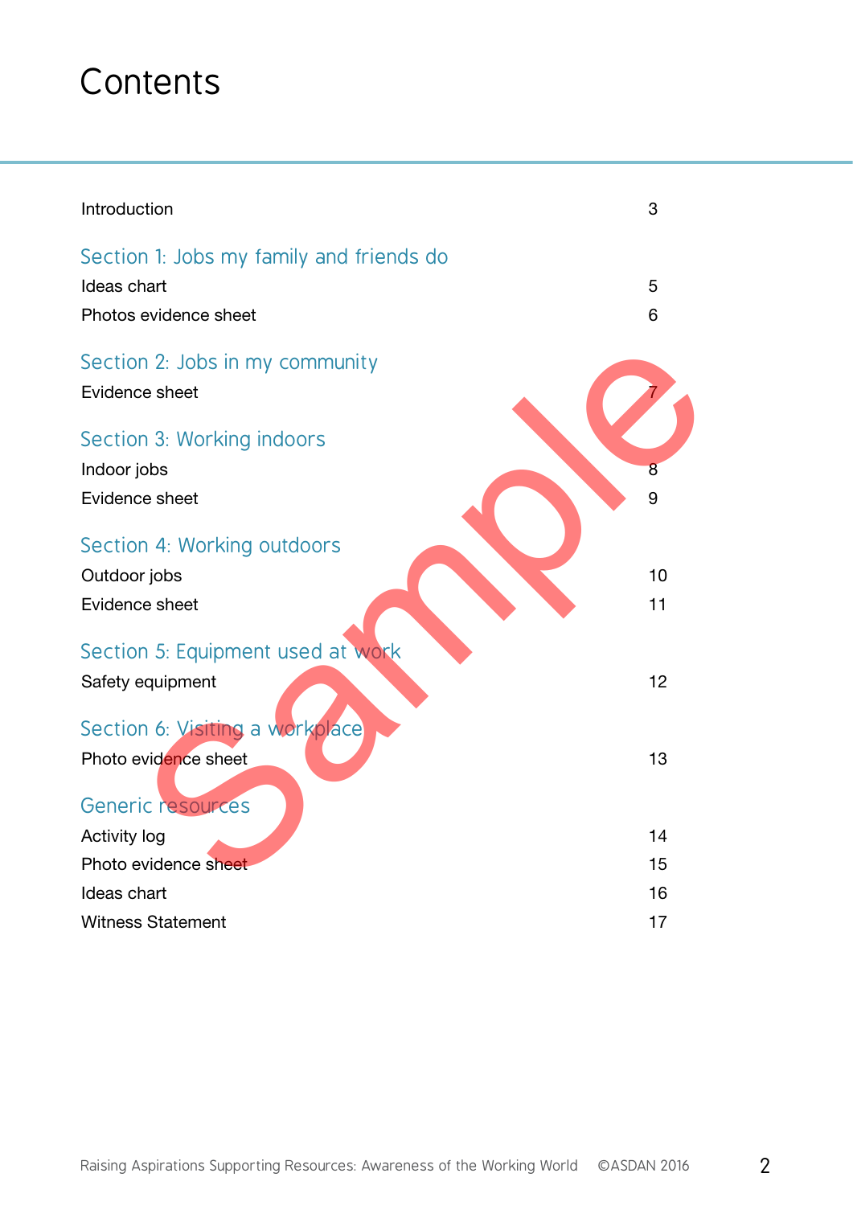# Contents

| | |
|---|---|
| Introduction | 3 |

## Section 1: Jobs my family and friends do

| | |
|---|---|
| Ideas chart | 5 |
| Photos evidence sheet | 6 |

## Section 2: Jobs in my community

| | |
|---|---|
| Evidence sheet | 7 |

## Section 3: Working indoors

| | |
|---|---|
| Indoor jobs | 8 |
| Evidence sheet | 9 |

## Section 4: Working outdoors

| | |
|---|---|
| Outdoor jobs | 10 |
| Evidence sheet | 11 |

## Section 5: Equipment used at work

| | |
|---|---|
| Safety equipment | 12 |

## Section 6: Visiting a workplace

| | |
|---|---|
| Photo evidence sheet | 13 |

## Generic resources

| | |
|---|---|
| Activity log | 14 |
| Photo evidence sheet | 15 |
| Ideas chart | 16 |
| Witness Statement | 17 |

Sample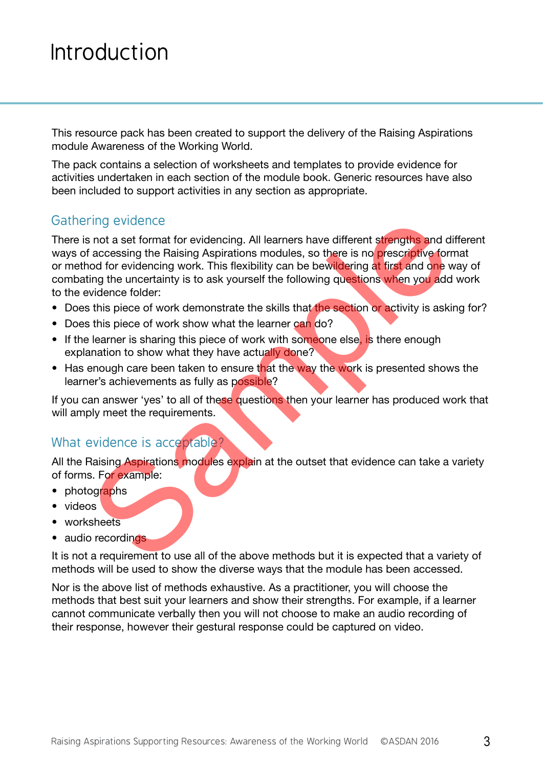# Introduction

This resource pack has been created to support the delivery of the Raising Aspirations module Awareness of the Working World.

The pack contains a selection of worksheets and templates to provide evidence for activities undertaken in each section of the module book. Generic resources have also been included to support activities in any section as appropriate.

## Gathering evidence

There is not a set format for evidencing. All learners have different strengths and different ways of accessing the Raising Aspirations modules, so there is no prescriptive format or method for evidencing work. This flexibility can be bewildering at first and one way of combating the uncertainty is to ask yourself the following questions when you add work to the evidence folder:

- Does this piece of work demonstrate the skills that the section or activity is asking for?
- Does this piece of work show what the learner can do?
- If the learner is sharing this piece of work with someone else, is there enough explanation to show what they have actually done?
- Has enough care been taken to ensure that the way the work is presented shows the learner's achievements as fully as possible?

If you can answer 'yes' to all of these questions then your learner has produced work that will amply meet the requirements.

## What evidence is acceptable?

All the Raising Aspirations modules explain at the outset that evidence can take a variety of forms. For example:

- photographs
- videos
- worksheets
- audio recordings

It is not a requirement to use all of the above methods but it is expected that a variety of methods will be used to show the diverse ways that the module has been accessed.

Nor is the above list of methods exhaustive. As a practitioner, you will choose the methods that best suit your learners and show their strengths. For example, if a learner cannot communicate verbally then you will not choose to make an audio recording of their response, however their gestural response could be captured on video.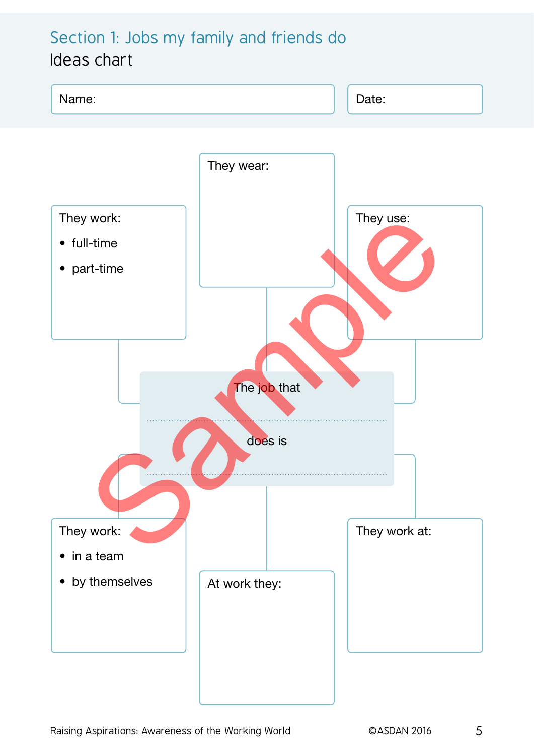## Section 1: Jobs my family and friends do

### Ideas chart

Name:

Date:

**They wear:**

**They work:**

- full-time
- part-time

**They use:**

The job that ........................................ does is ........................................

**They work:**

- in a team
- by themselves

**At work they:**

**They work at:**

Sample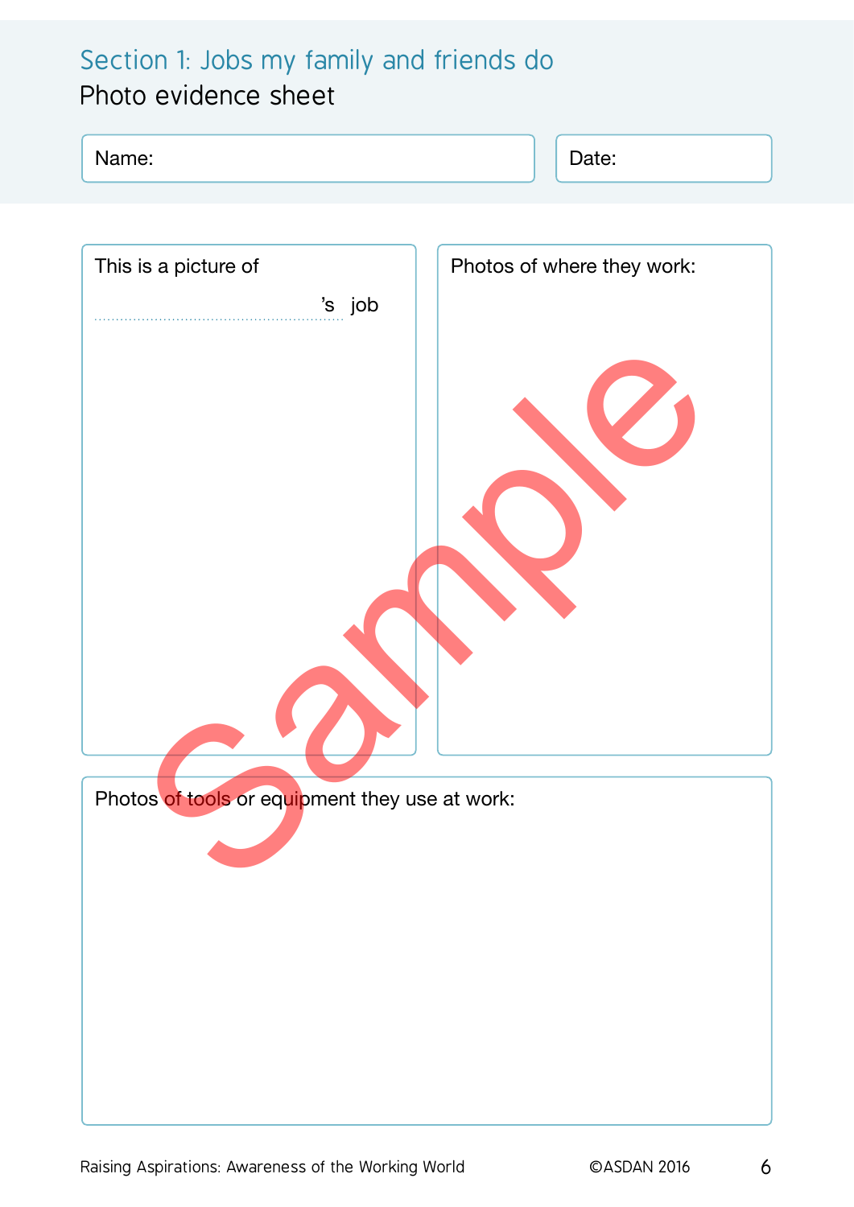## Section 1: Jobs my family and friends do

### Photo evidence sheet

Name:

Date:

This is a picture of ..................................................'s job

Photos of where they work:

Photos of tools or equipment they use at work:

Sample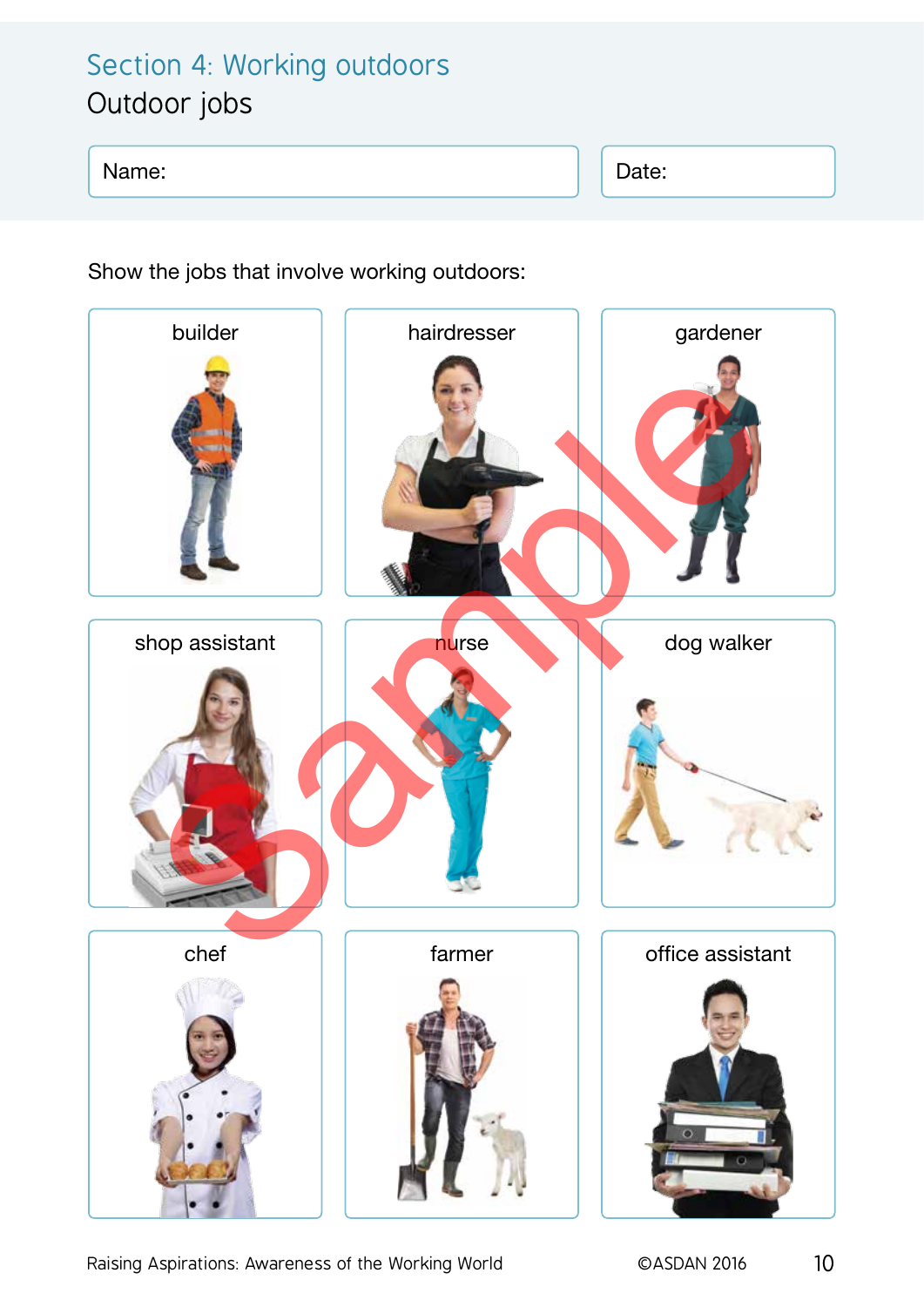# Section 4: Working outdoors

## Outdoor jobs

| Name: | Date: |
|---|---|

Show the jobs that involve working outdoors:

| builder | hairdresser | gardener |
|---|---|---|
| shop assistant | nurse | dog walker |
| chef | farmer | office assistant |

Raising Aspirations: Awareness of the Working World ©ASDAN 2016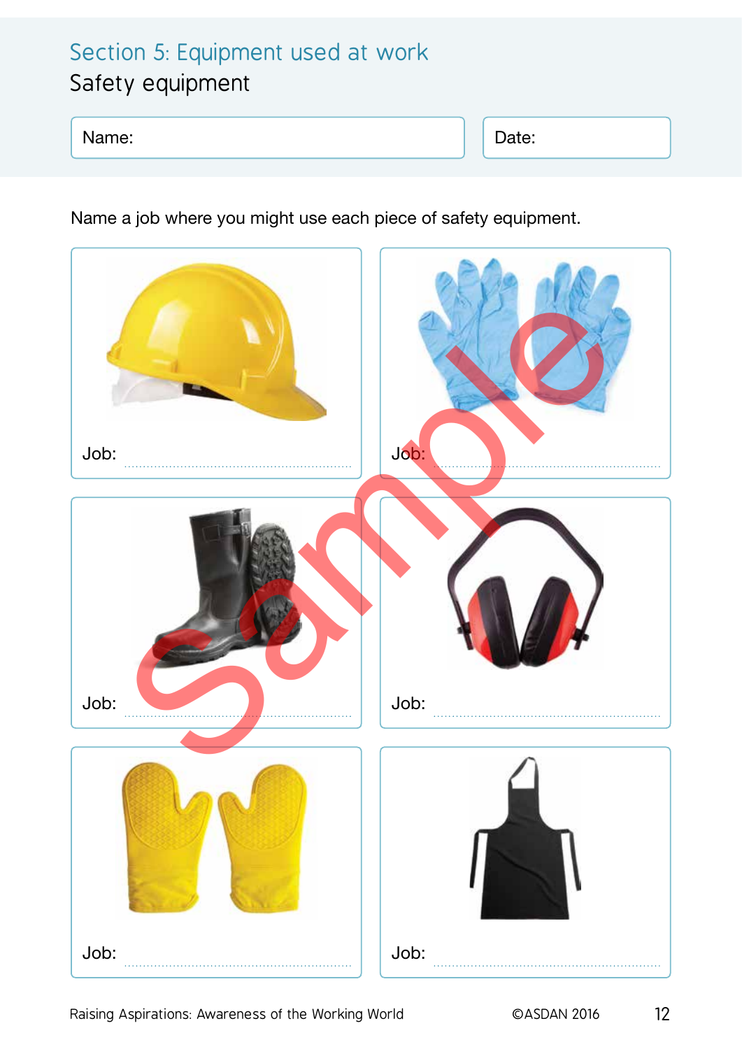# Section 5: Equipment used at work

## Safety equipment

Name: 

Date: 

Name a job where you might use each piece of safety equipment.

Job: ..........................................................

Job: ..........................................................

Job: ..........................................................

Job: ..........................................................

Job: ..........................................................

Job: ..........................................................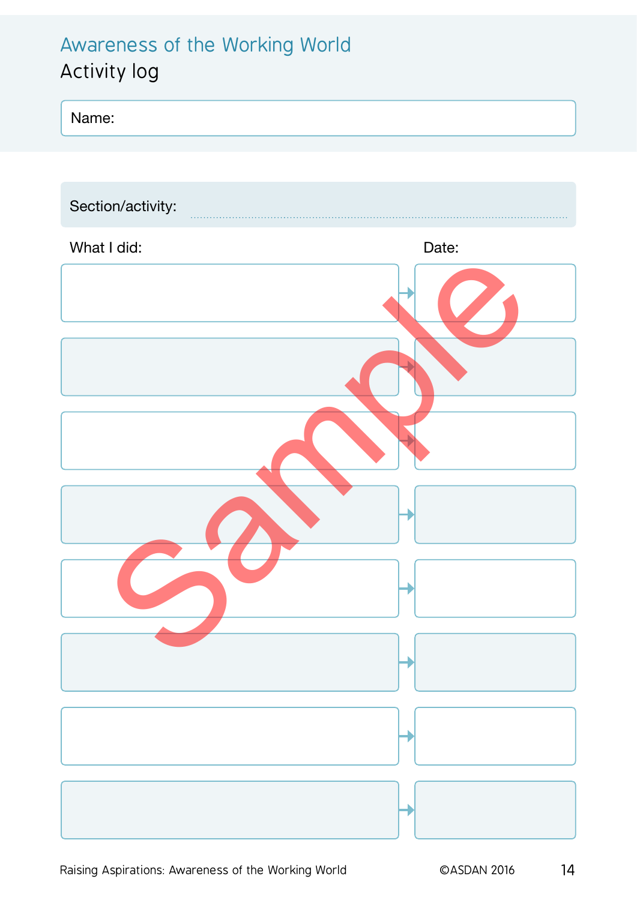# Awareness of the Working World

## Activity log

Name:

Section/activity:

| What I did: | Date: |
| --- | --- |
| | |
| | |
| | |
| | |
| | |
| | |
| | |
| | |

Sample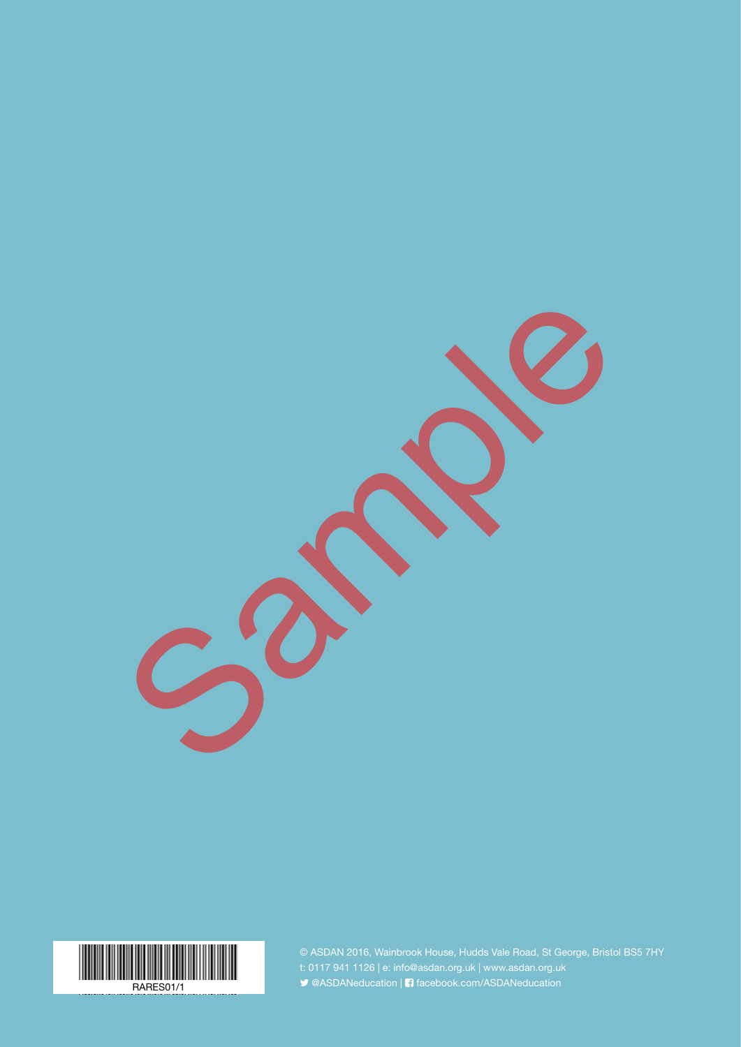Sample

RARES01/1

© ASDAN 2016, Wainbrook House, Hudds Vale Road, St George, Bristol BS5 7HY
t: 0117 941 1126 | e: info@asdan.org.uk | www.asdan.org.uk
@ASDANeducation | facebook.com/ASDANeducation